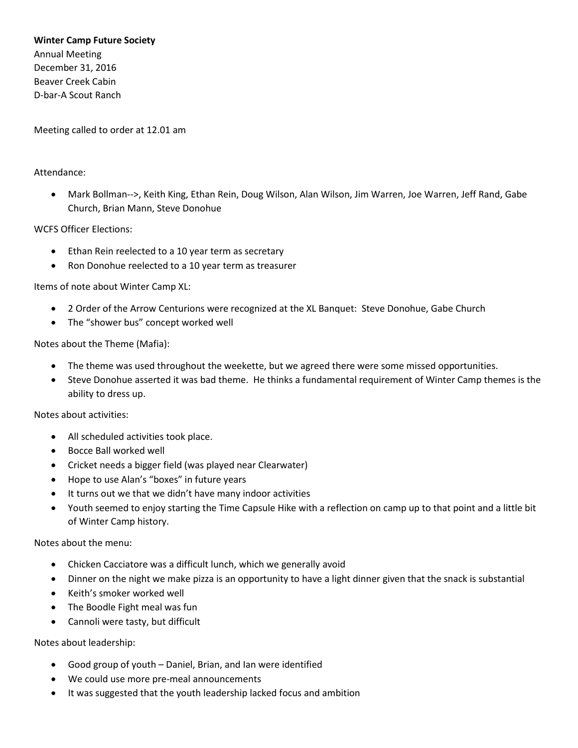**Winter Camp Future Society**
Annual Meeting
December 31, 2016
Beaver Creek Cabin
D-bar-A Scout Ranch

Meeting called to order at 12.01 am

Attendance:

- Mark Bollman-->, Keith King, Ethan Rein, Doug Wilson, Alan Wilson, Jim Warren, Joe Warren, Jeff Rand, Gabe Church, Brian Mann, Steve Donohue

WCFS Officer Elections:

- Ethan Rein reelected to a 10 year term as secretary
- Ron Donohue reelected to a 10 year term as treasurer

Items of note about Winter Camp XL:

- 2 Order of the Arrow Centurions were recognized at the XL Banquet: Steve Donohue, Gabe Church
- The "shower bus" concept worked well

Notes about the Theme (Mafia):

- The theme was used throughout the weekette, but we agreed there were some missed opportunities.
- Steve Donohue asserted it was bad theme. He thinks a fundamental requirement of Winter Camp themes is the ability to dress up.

Notes about activities:

- All scheduled activities took place.
- Bocce Ball worked well
- Cricket needs a bigger field (was played near Clearwater)
- Hope to use Alan's "boxes" in future years
- It turns out we that we didn't have many indoor activities
- Youth seemed to enjoy starting the Time Capsule Hike with a reflection on camp up to that point and a little bit of Winter Camp history.

Notes about the menu:

- Chicken Cacciatore was a difficult lunch, which we generally avoid
- Dinner on the night we make pizza is an opportunity to have a light dinner given that the snack is substantial
- Keith's smoker worked well
- The Boodle Fight meal was fun
- Cannoli were tasty, but difficult

Notes about leadership:

- Good group of youth – Daniel, Brian, and Ian were identified
- We could use more pre-meal announcements
- It was suggested that the youth leadership lacked focus and ambition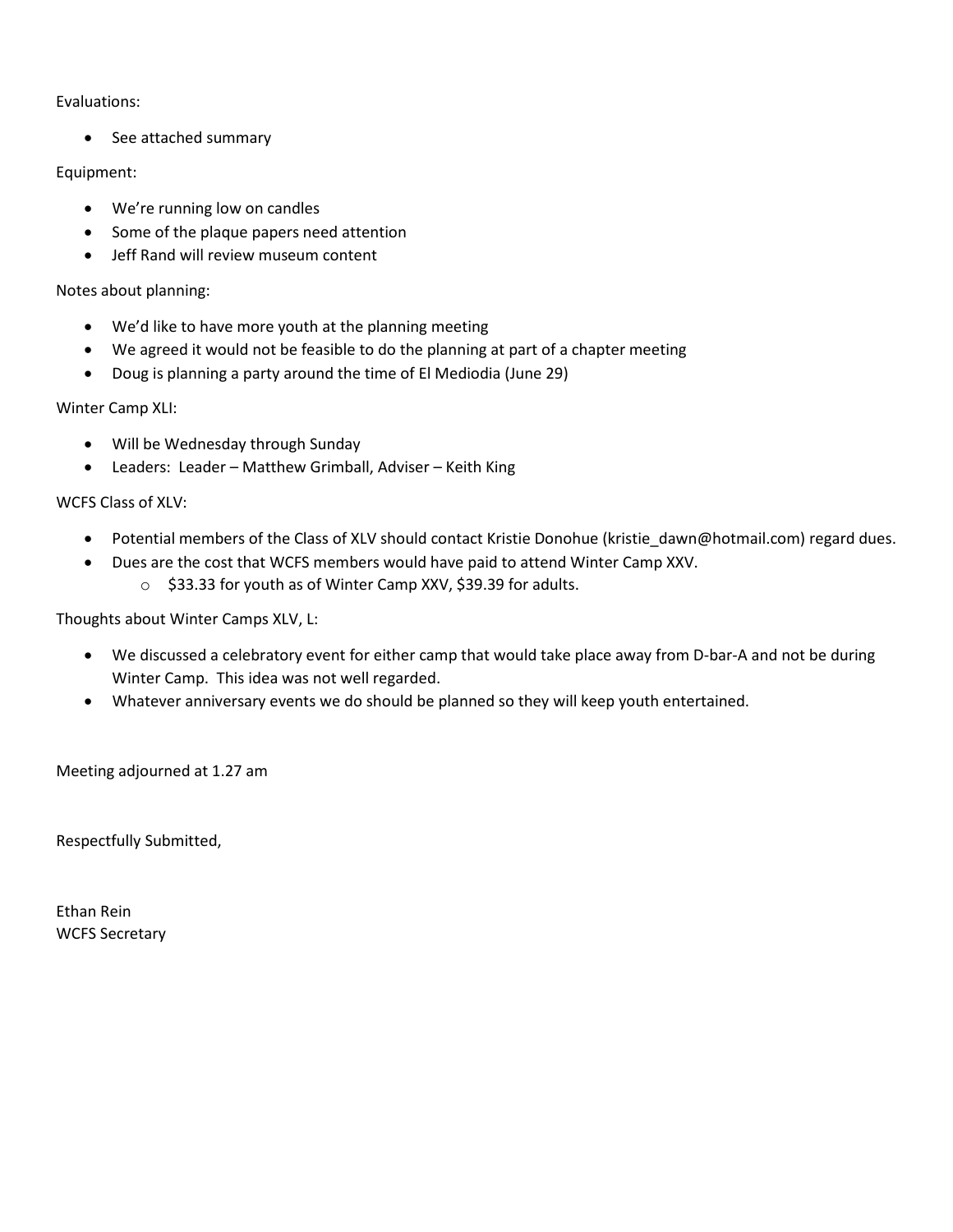Evaluations:

- See attached summary

Equipment:

- We're running low on candles
- Some of the plaque papers need attention
- Jeff Rand will review museum content

Notes about planning:

- We'd like to have more youth at the planning meeting
- We agreed it would not be feasible to do the planning at part of a chapter meeting
- Doug is planning a party around the time of El Mediodia (June 29)

Winter Camp XLI:

- Will be Wednesday through Sunday
- Leaders: Leader – Matthew Grimball, Adviser – Keith King

WCFS Class of XLV:

- Potential members of the Class of XLV should contact Kristie Donohue (kristie_dawn@hotmail.com) regard dues.
- Dues are the cost that WCFS members would have paid to attend Winter Camp XXV.
  - $33.33 for youth as of Winter Camp XXV, $39.39 for adults.

Thoughts about Winter Camps XLV, L:

- We discussed a celebratory event for either camp that would take place away from D-bar-A and not be during Winter Camp. This idea was not well regarded.
- Whatever anniversary events we do should be planned so they will keep youth entertained.

Meeting adjourned at 1.27 am

Respectfully Submitted,

Ethan Rein
WCFS Secretary